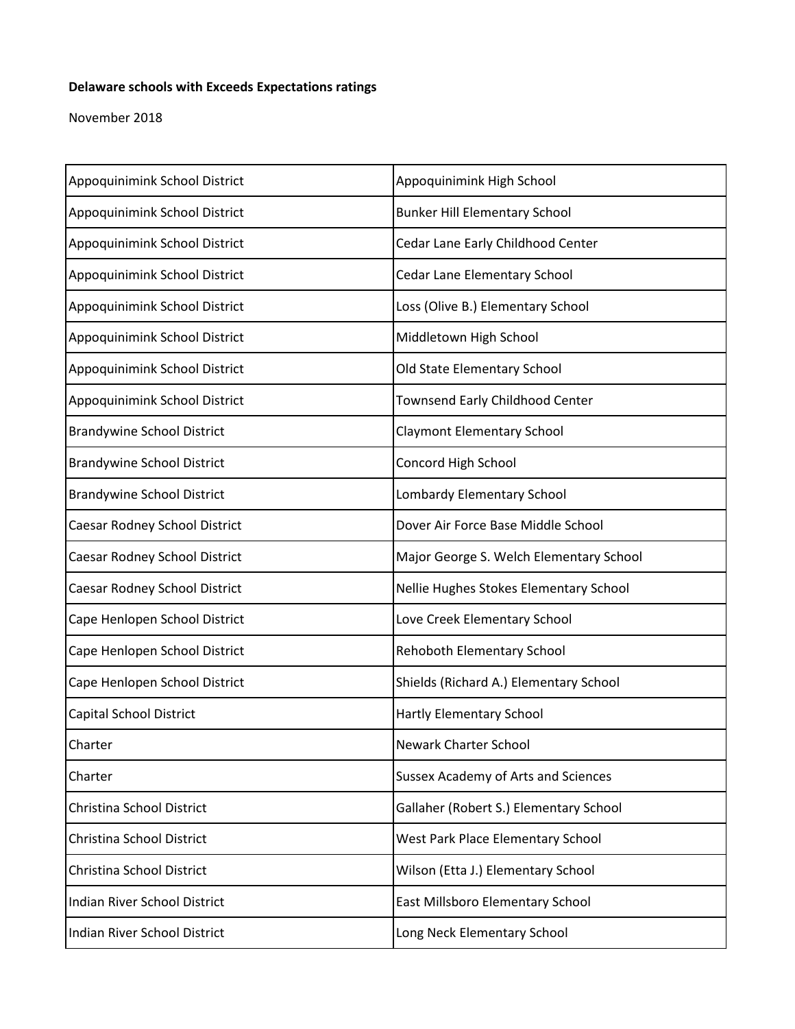**Delaware schools with Exceeds Expectations ratings**

November 2018

| | |
|---|---|
| Appoquinimink School District | Appoquinimink High School |
| Appoquinimink School District | Bunker Hill Elementary School |
| Appoquinimink School District | Cedar Lane Early Childhood Center |
| Appoquinimink School District | Cedar Lane Elementary School |
| Appoquinimink School District | Loss (Olive B.) Elementary School |
| Appoquinimink School District | Middletown High School |
| Appoquinimink School District | Old State Elementary School |
| Appoquinimink School District | Townsend Early Childhood Center |
| Brandywine School District | Claymont Elementary School |
| Brandywine School District | Concord High School |
| Brandywine School District | Lombardy Elementary School |
| Caesar Rodney School District | Dover Air Force Base Middle School |
| Caesar Rodney School District | Major George S. Welch Elementary School |
| Caesar Rodney School District | Nellie Hughes Stokes Elementary School |
| Cape Henlopen School District | Love Creek Elementary School |
| Cape Henlopen School District | Rehoboth Elementary School |
| Cape Henlopen School District | Shields (Richard A.) Elementary School |
| Capital School District | Hartly Elementary School |
| Charter | Newark Charter School |
| Charter | Sussex Academy of Arts and Sciences |
| Christina School District | Gallaher (Robert S.) Elementary School |
| Christina School District | West Park Place Elementary School |
| Christina School District | Wilson (Etta J.) Elementary School |
| Indian River School District | East Millsboro Elementary School |
| Indian River School District | Long Neck Elementary School |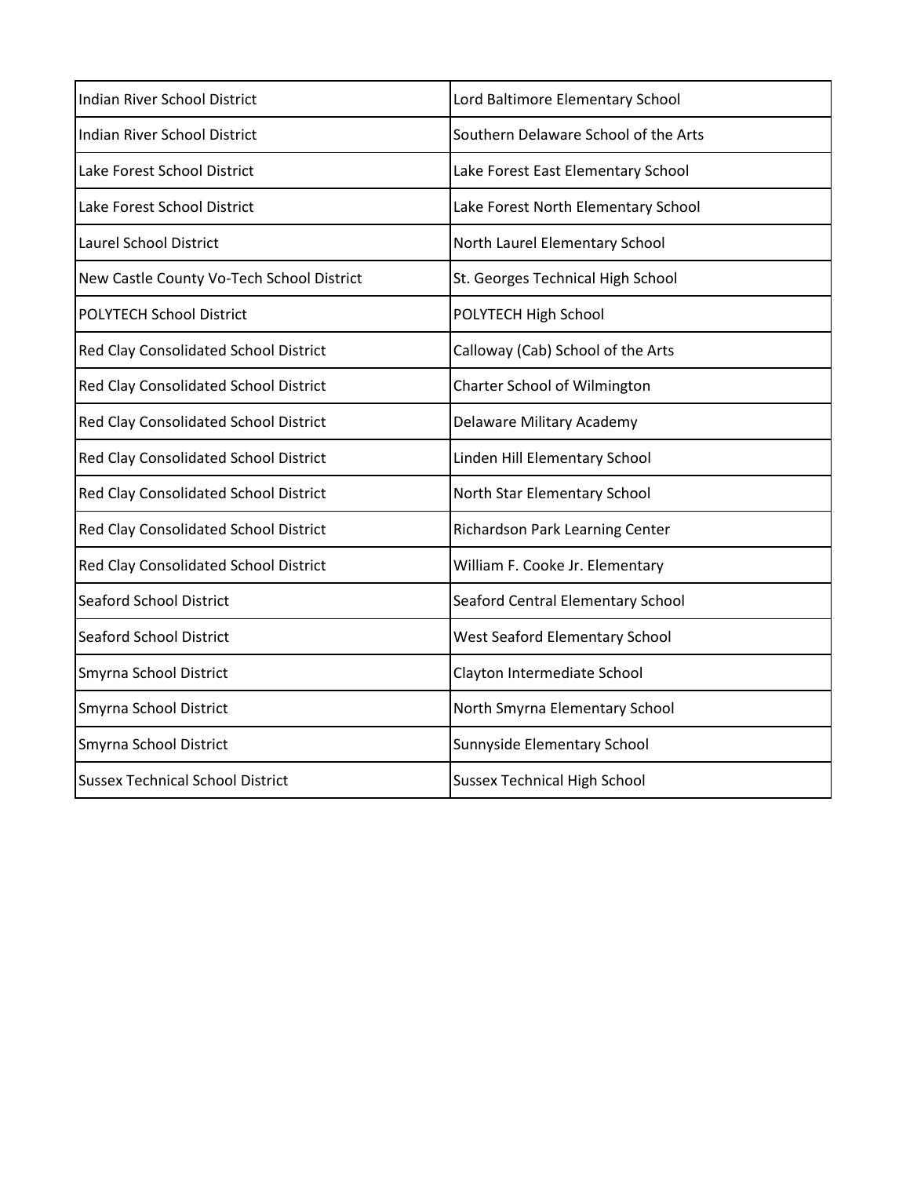| | |
|---|---|
| Indian River School District | Lord Baltimore Elementary School |
| Indian River School District | Southern Delaware School of the Arts |
| Lake Forest School District | Lake Forest East Elementary School |
| Lake Forest School District | Lake Forest North Elementary School |
| Laurel School District | North Laurel Elementary School |
| New Castle County Vo-Tech School District | St. Georges Technical High School |
| POLYTECH School District | POLYTECH High School |
| Red Clay Consolidated School District | Calloway (Cab) School of the Arts |
| Red Clay Consolidated School District | Charter School of Wilmington |
| Red Clay Consolidated School District | Delaware Military Academy |
| Red Clay Consolidated School District | Linden Hill Elementary School |
| Red Clay Consolidated School District | North Star Elementary School |
| Red Clay Consolidated School District | Richardson Park Learning Center |
| Red Clay Consolidated School District | William F. Cooke Jr. Elementary |
| Seaford School District | Seaford Central Elementary School |
| Seaford School District | West Seaford Elementary School |
| Smyrna School District | Clayton Intermediate School |
| Smyrna School District | North Smyrna Elementary School |
| Smyrna School District | Sunnyside Elementary School |
| Sussex Technical School District | Sussex Technical High School |